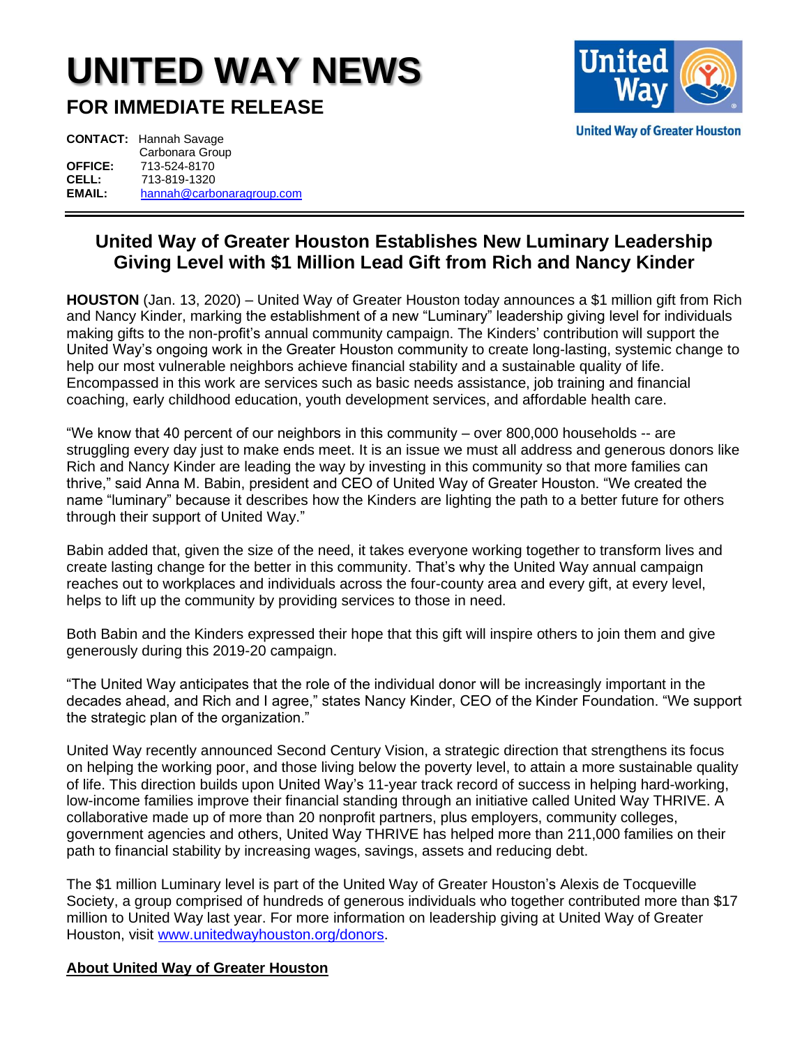# UNITED WAY NEWS

## FOR IMMEDIATE RELEASE

United Way of Greater Houston

**CONTACT:** Hannah Savage
Carbonara Group
**OFFICE:** 713-524-8170
**CELL:** 713-819-1320
**EMAIL:** hannah@carbonaragroup.com

---

## United Way of Greater Houston Establishes New Luminary Leadership Giving Level with $1 Million Lead Gift from Rich and Nancy Kinder

**HOUSTON** (Jan. 13, 2020) – United Way of Greater Houston today announces a $1 million gift from Rich and Nancy Kinder, marking the establishment of a new "Luminary" leadership giving level for individuals making gifts to the non-profit's annual community campaign. The Kinders' contribution will support the United Way's ongoing work in the Greater Houston community to create long-lasting, systemic change to help our most vulnerable neighbors achieve financial stability and a sustainable quality of life. Encompassed in this work are services such as basic needs assistance, job training and financial coaching, early childhood education, youth development services, and affordable health care.

"We know that 40 percent of our neighbors in this community – over 800,000 households -- are struggling every day just to make ends meet. It is an issue we must all address and generous donors like Rich and Nancy Kinder are leading the way by investing in this community so that more families can thrive," said Anna M. Babin, president and CEO of United Way of Greater Houston. "We created the name "luminary" because it describes how the Kinders are lighting the path to a better future for others through their support of United Way."

Babin added that, given the size of the need, it takes everyone working together to transform lives and create lasting change for the better in this community. That's why the United Way annual campaign reaches out to workplaces and individuals across the four-county area and every gift, at every level, helps to lift up the community by providing services to those in need.

Both Babin and the Kinders expressed their hope that this gift will inspire others to join them and give generously during this 2019-20 campaign.

"The United Way anticipates that the role of the individual donor will be increasingly important in the decades ahead, and Rich and I agree," states Nancy Kinder, CEO of the Kinder Foundation. "We support the strategic plan of the organization."

United Way recently announced Second Century Vision, a strategic direction that strengthens its focus on helping the working poor, and those living below the poverty level, to attain a more sustainable quality of life. This direction builds upon United Way's 11-year track record of success in helping hard-working, low-income families improve their financial standing through an initiative called United Way THRIVE. A collaborative made up of more than 20 nonprofit partners, plus employers, community colleges, government agencies and others, United Way THRIVE has helped more than 211,000 families on their path to financial stability by increasing wages, savings, assets and reducing debt.

The $1 million Luminary level is part of the United Way of Greater Houston's Alexis de Tocqueville Society, a group comprised of hundreds of generous individuals who together contributed more than $17 million to United Way last year. For more information on leadership giving at United Way of Greater Houston, visit www.unitedwayhouston.org/donors.

**About United Way of Greater Houston**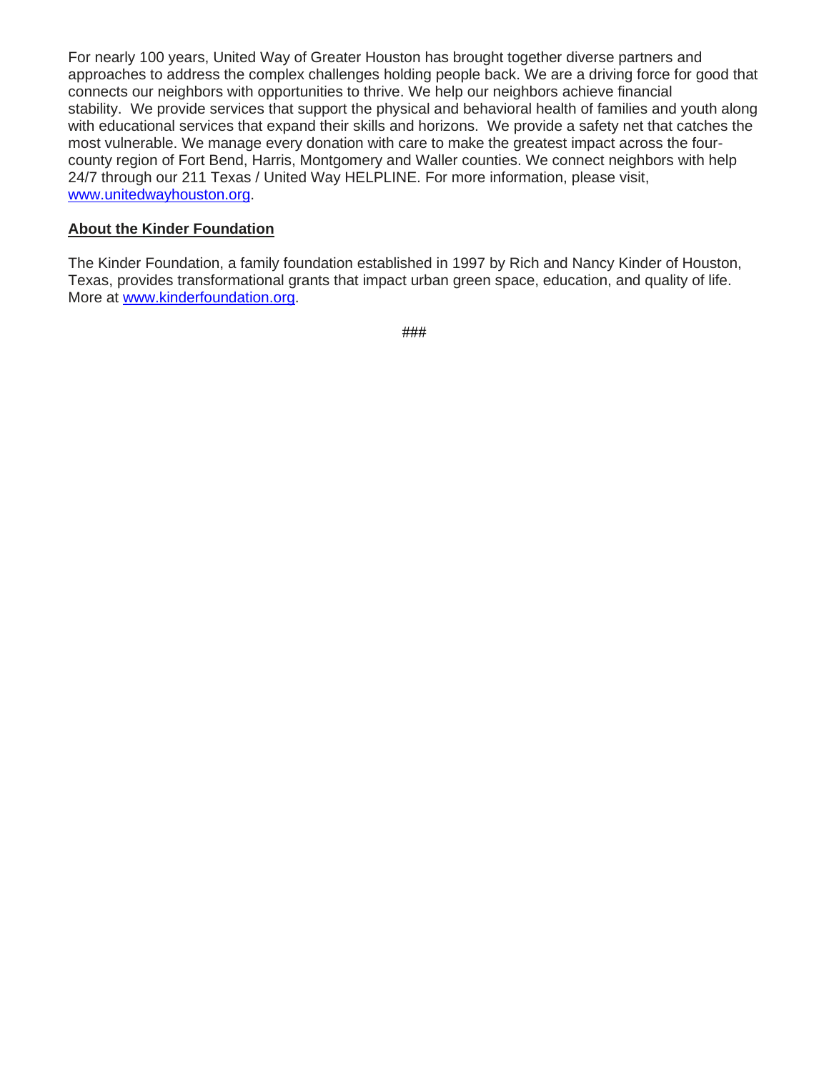For nearly 100 years, United Way of Greater Houston has brought together diverse partners and approaches to address the complex challenges holding people back. We are a driving force for good that connects our neighbors with opportunities to thrive. We help our neighbors achieve financial stability. We provide services that support the physical and behavioral health of families and youth along with educational services that expand their skills and horizons. We provide a safety net that catches the most vulnerable. We manage every donation with care to make the greatest impact across the four-county region of Fort Bend, Harris, Montgomery and Waller counties. We connect neighbors with help 24/7 through our 211 Texas / United Way HELPLINE. For more information, please visit, [www.unitedwayhouston.org](http://www.unitedwayhouston.org).

**About the Kinder Foundation**

The Kinder Foundation, a family foundation established in 1997 by Rich and Nancy Kinder of Houston, Texas, provides transformational grants that impact urban green space, education, and quality of life. More at [www.kinderfoundation.org](http://www.kinderfoundation.org).

###